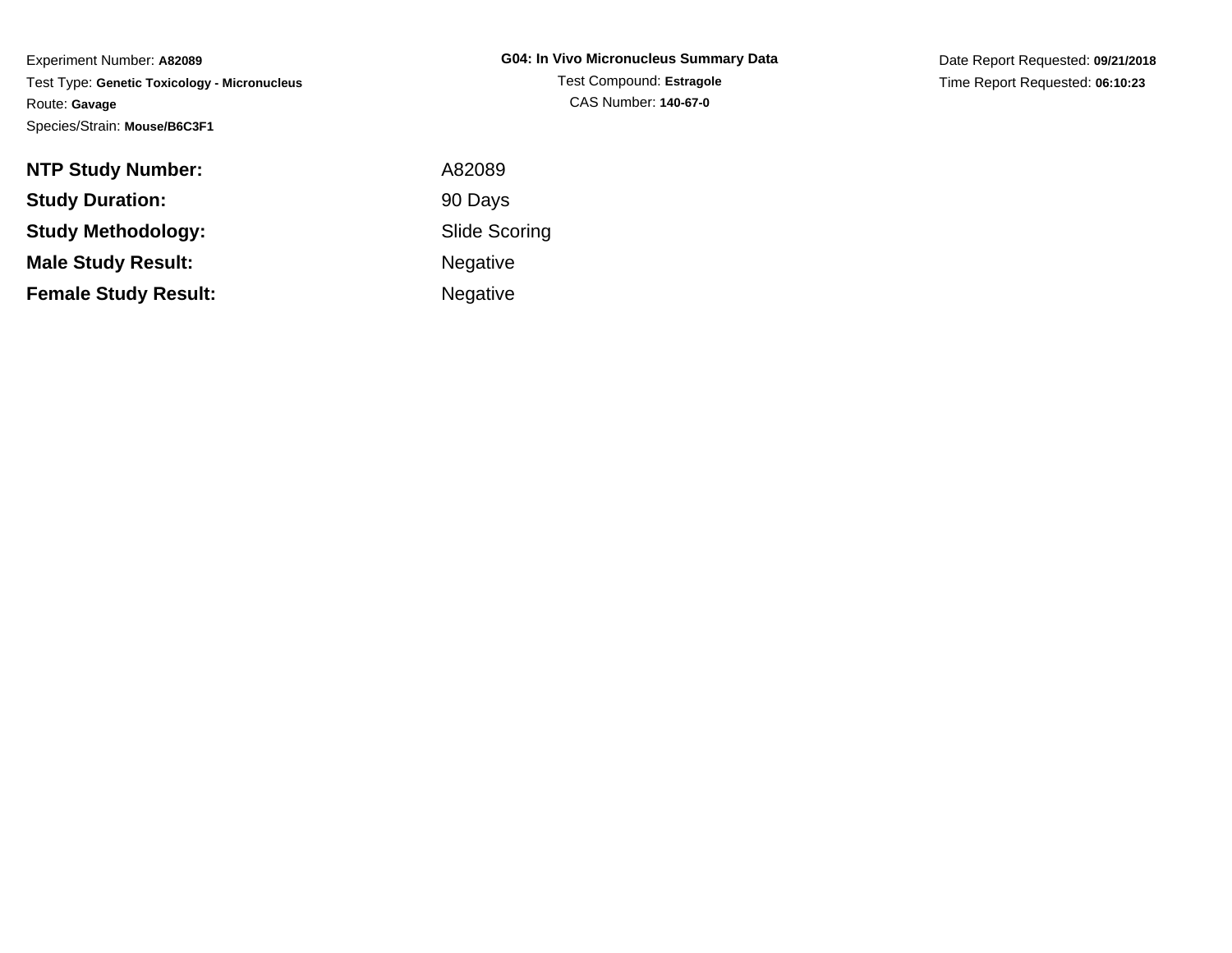Experiment Number: **A82089**
Test Type: **Genetic Toxicology - Micronucleus**
Route: **Gavage**
Species/Strain: **Mouse/B6C3F1**

**G04: In Vivo Micronucleus Summary Data**
Test Compound: **Estragole**
CAS Number: **140-67-0**

Date Report Requested: **09/21/2018**
Time Report Requested: **06:10:23**

| | |
|---|---|
| **NTP Study Number:** | A82089 |
| **Study Duration:** | 90 Days |
| **Study Methodology:** | Slide Scoring |
| **Male Study Result:** | Negative |
| **Female Study Result:** | Negative |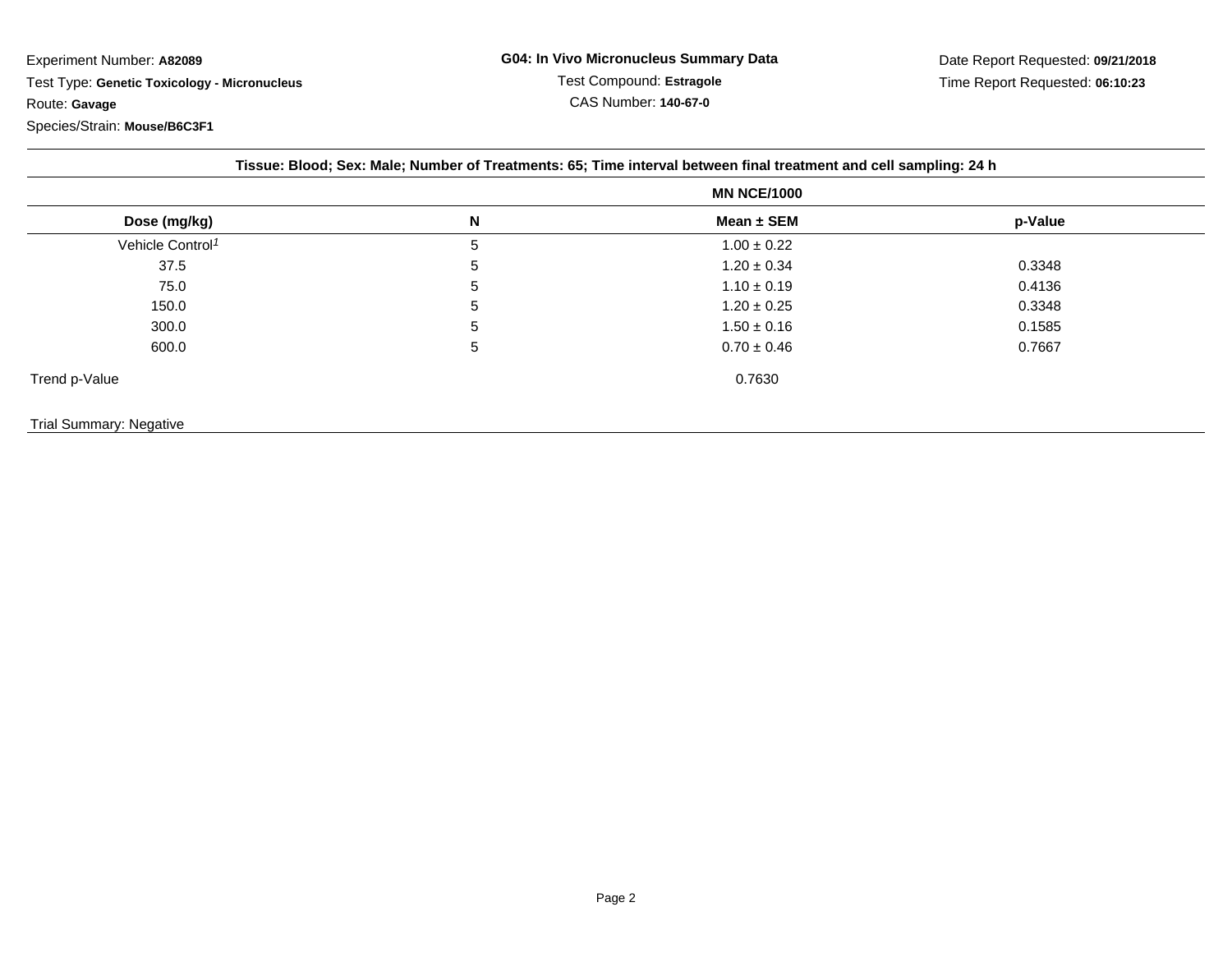Experiment Number: **A82089**

Test Type: **Genetic Toxicology - Micronucleus**

Route: **Gavage**

Species/Strain: **Mouse/B6C3F1**

**G04: In Vivo Micronucleus Summary Data**

Test Compound: **Estragole**

CAS Number: **140-67-0**

Date Report Requested: **09/21/2018**

Time Report Requested: **06:10:23**

**Tissue: Blood; Sex: Male; Number of Treatments: 65; Time interval between final treatment and cell sampling: 24 h**

| | | MN NCE/1000 | |
|---|---|---|---|
| **Dose (mg/kg)** | **N** | **Mean ± SEM** | **p-Value** |
| Vehicle Control[1] | 5 | 1.00 ± 0.22 | |
| 37.5 | 5 | 1.20 ± 0.34 | 0.3348 |
| 75.0 | 5 | 1.10 ± 0.19 | 0.4136 |
| 150.0 | 5 | 1.20 ± 0.25 | 0.3348 |
| 300.0 | 5 | 1.50 ± 0.16 | 0.1585 |
| 600.0 | 5 | 0.70 ± 0.46 | 0.7667 |
| Trend p-Value | | 0.7630 | |

Trial Summary: Negative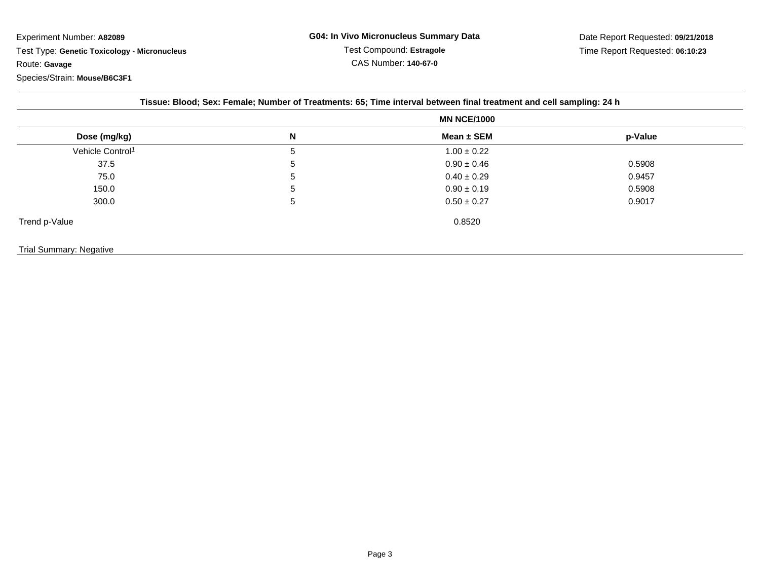Experiment Number: **A82089**

Test Type: **Genetic Toxicology - Micronucleus**

Route: **Gavage**

Species/Strain: **Mouse/B6C3F1**

**G04: In Vivo Micronucleus Summary Data**

Test Compound: **Estragole**

CAS Number: **140-67-0**

Date Report Requested: **09/21/2018**

Time Report Requested: **06:10:23**

**Tissue: Blood; Sex: Female; Number of Treatments: 65; Time interval between final treatment and cell sampling: 24 h**

| | | MN NCE/1000 | |
|---|---|---|---|
| **Dose (mg/kg)** | **N** | **Mean ± SEM** | **p-Value** |
| Vehicle Control[1] | 5 | 1.00 ± 0.22 | |
| 37.5 | 5 | 0.90 ± 0.46 | 0.5908 |
| 75.0 | 5 | 0.40 ± 0.29 | 0.9457 |
| 150.0 | 5 | 0.90 ± 0.19 | 0.5908 |
| 300.0 | 5 | 0.50 ± 0.27 | 0.9017 |
| Trend p-Value | | 0.8520 | |

Trial Summary: Negative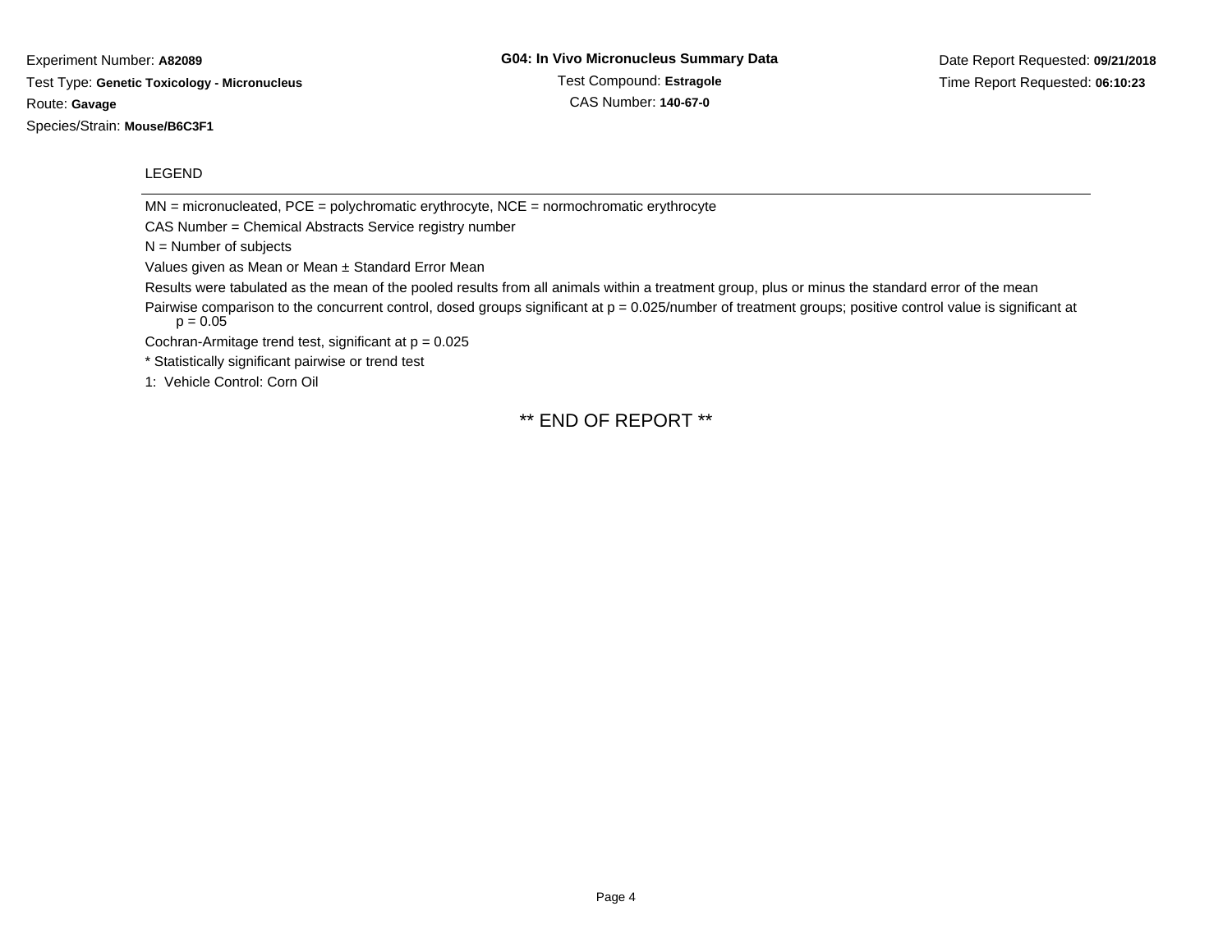Experiment Number: **A82089**

Test Type: **Genetic Toxicology - Micronucleus**

Route: **Gavage**

Species/Strain: **Mouse/B6C3F1**

**G04: In Vivo Micronucleus Summary Data**

Test Compound: **Estragole**

CAS Number: **140-67-0**

Date Report Requested: **09/21/2018**

Time Report Requested: **06:10:23**

LEGEND

MN = micronucleated, PCE = polychromatic erythrocyte, NCE = normochromatic erythrocyte

CAS Number = Chemical Abstracts Service registry number

N = Number of subjects

Values given as Mean or Mean ± Standard Error Mean

Results were tabulated as the mean of the pooled results from all animals within a treatment group, plus or minus the standard error of the mean

Pairwise comparison to the concurrent control, dosed groups significant at $p = 0.025$/number of treatment groups; positive control value is significant at $p = 0.05$

Cochran-Armitage trend test, significant at $p = 0.025$

* Statistically significant pairwise or trend test

1: Vehicle Control: Corn Oil

** END OF REPORT **